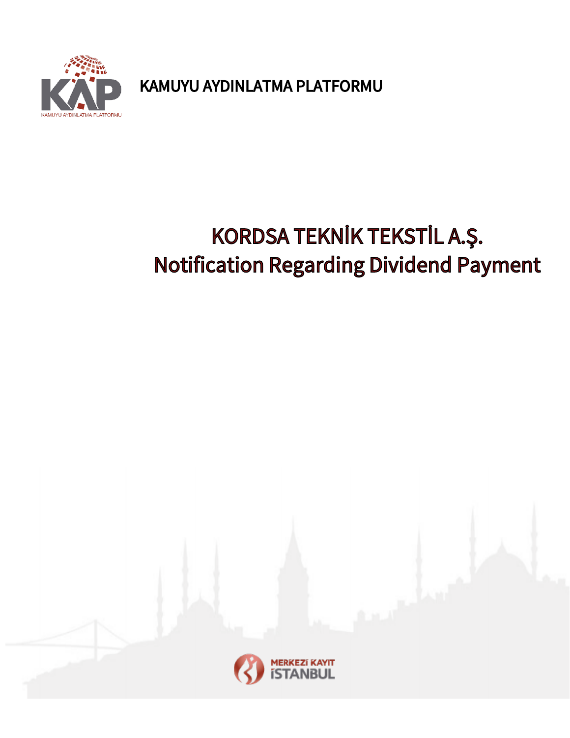KAMUYU AYDINLATMA PLATFORMU

# KORDSA TEKNİK TEKSTİL A.Ş.
# Notification Regarding Dividend Payment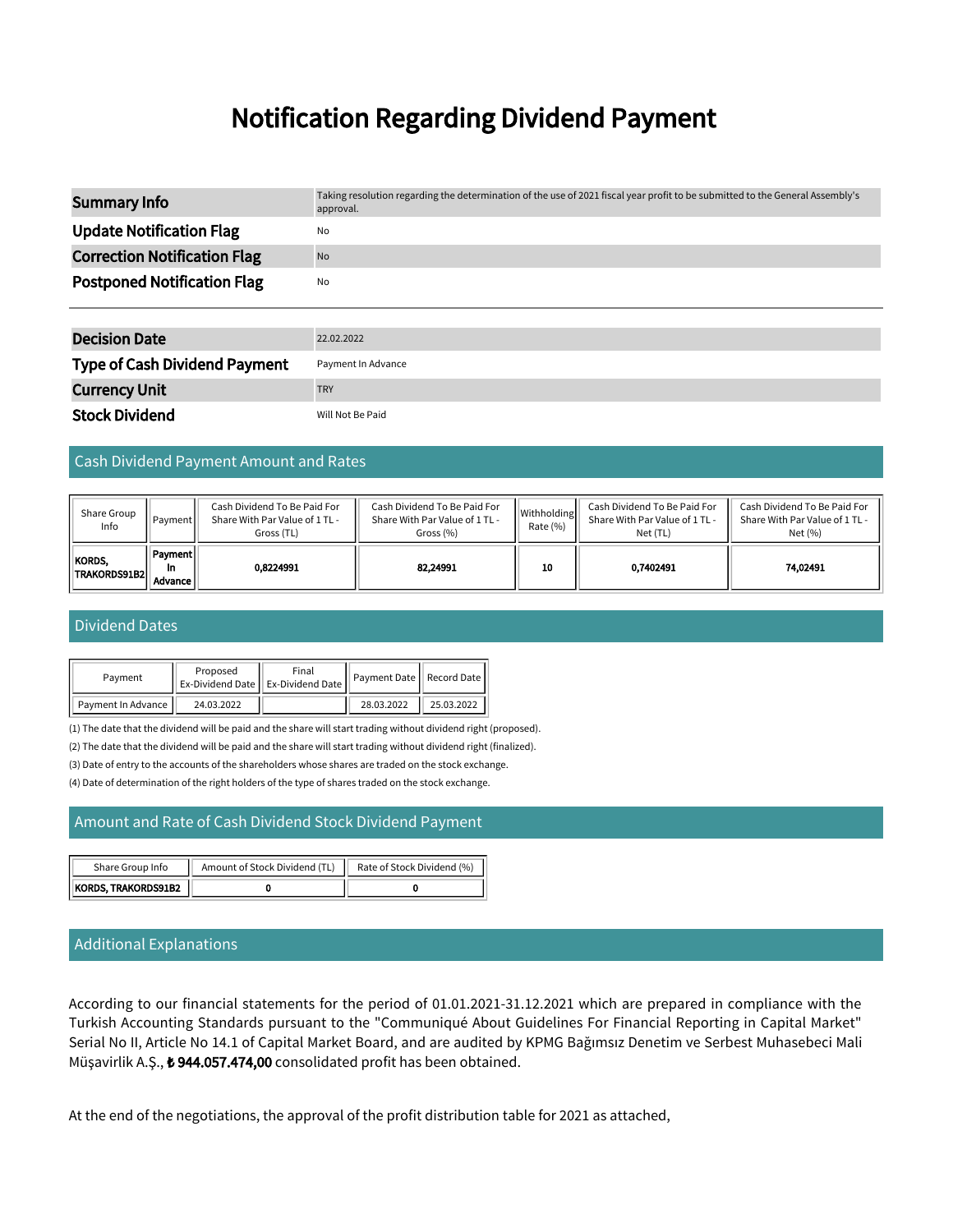# Notification Regarding Dividend Payment

| Summary Info | Taking resolution regarding the determination of the use of 2021 fiscal year profit to be submitted to the General Assembly's approval. |
|---|---|
| Update Notification Flag | No |
| Correction Notification Flag | No |
| Postponed Notification Flag | No |

| Decision Date | 22.02.2022 |
|---|---|
| Type of Cash Dividend Payment | Payment In Advance |
| Currency Unit | TRY |
| Stock Dividend | Will Not Be Paid |

## Cash Dividend Payment Amount and Rates

| Share Group Info | Payment | Cash Dividend To Be Paid For Share With Par Value of 1 TL - Gross (TL) | Cash Dividend To Be Paid For Share With Par Value of 1 TL - Gross (%) | Withholding Rate (%) | Cash Dividend To Be Paid For Share With Par Value of 1 TL - Net (TL) | Cash Dividend To Be Paid For Share With Par Value of 1 TL - Net (%) |
|---|---|---|---|---|---|---|
| **KORDS, TRAKORDS91B2** | **Payment In Advance** | **0,8224991** | **82,24991** | **10** | **0,7402491** | **74,02491** |

## Dividend Dates

| Payment | Proposed Ex-Dividend Date | Final Ex-Dividend Date | Payment Date | Record Date |
|---|---|---|---|---|
| Payment In Advance | 24.03.2022 | | 28.03.2022 | 25.03.2022 |

(1) The date that the dividend will be paid and the share will start trading without dividend right (proposed).

(2) The date that the dividend will be paid and the share will start trading without dividend right (finalized).

(3) Date of entry to the accounts of the shareholders whose shares are traded on the stock exchange.

(4) Date of determination of the right holders of the type of shares traded on the stock exchange.

## Amount and Rate of Cash Dividend Stock Dividend Payment

| Share Group Info | Amount of Stock Dividend (TL) | Rate of Stock Dividend (%) |
|---|---|---|
| **KORDS, TRAKORDS91B2** | **0** | **0** |

## Additional Explanations

According to our financial statements for the period of 01.01.2021-31.12.2021 which are prepared in compliance with the Turkish Accounting Standards pursuant to the "Communiqué About Guidelines For Financial Reporting in Capital Market" Serial No II, Article No 14.1 of Capital Market Board, and are audited by KPMG Bağımsız Denetim ve Serbest Muhasebeci Mali Müşavirlik A.Ş., **₺ 944.057.474,00** consolidated profit has been obtained.

At the end of the negotiations, the approval of the profit distribution table for 2021 as attached,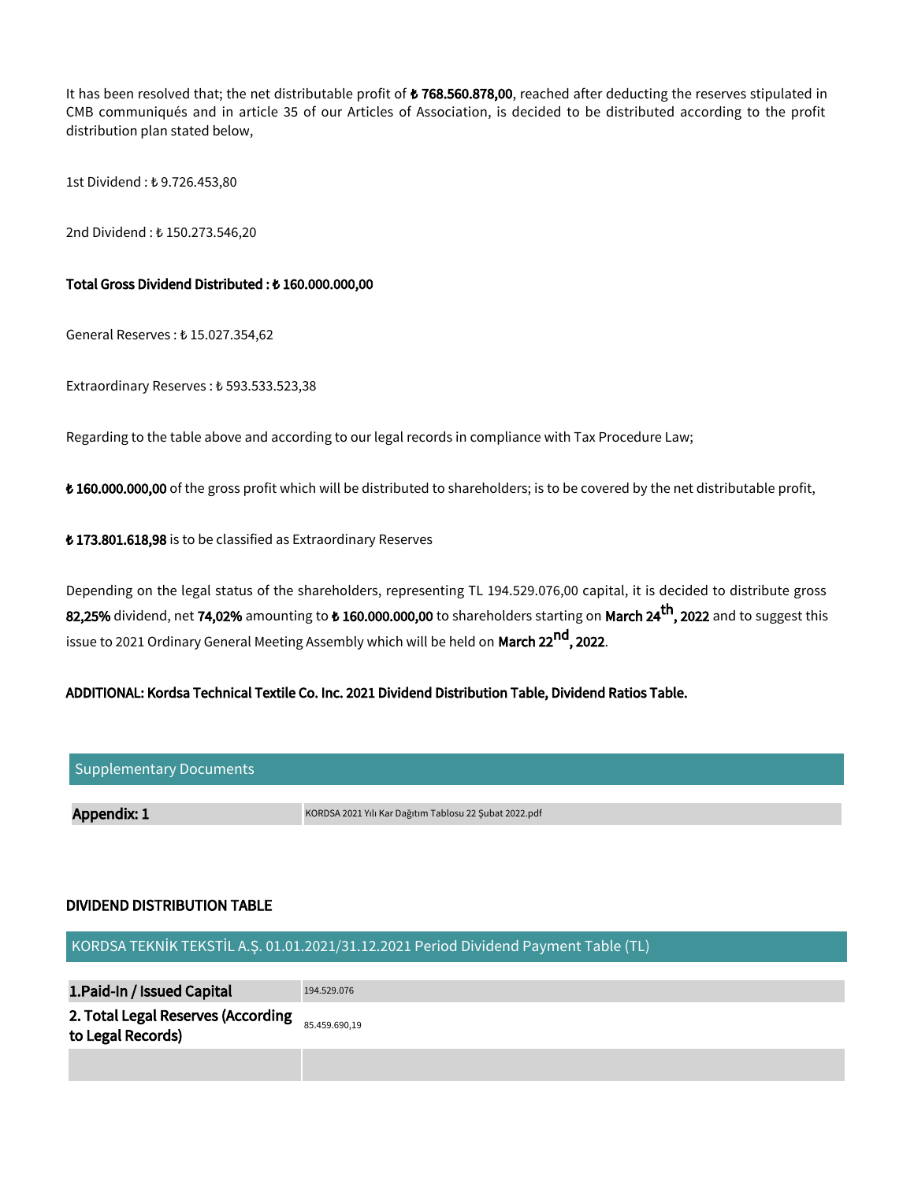It has been resolved that; the net distributable profit of **₺ 768.560.878,00**, reached after deducting the reserves stipulated in CMB communiqués and in article 35 of our Articles of Association, is decided to be distributed according to the profit distribution plan stated below,

1st Dividend : ₺ 9.726.453,80

2nd Dividend : ₺ 150.273.546,20

**Total Gross Dividend Distributed : ₺ 160.000.000,00**

General Reserves : ₺ 15.027.354,62

Extraordinary Reserves : ₺ 593.533.523,38

Regarding to the table above and according to our legal records in compliance with Tax Procedure Law;

**₺ 160.000.000,00** of the gross profit which will be distributed to shareholders; is to be covered by the net distributable profit,

**₺ 173.801.618,98** is to be classified as Extraordinary Reserves

Depending on the legal status of the shareholders, representing TL 194.529.076,00 capital, it is decided to distribute gross **82,25%** dividend, net **74,02%** amounting to **₺ 160.000.000,00** to shareholders starting on **March 24th, 2022** and to suggest this issue to 2021 Ordinary General Meeting Assembly which will be held on **March 22nd, 2022**.

**ADDITIONAL: Kordsa Technical Textile Co. Inc. 2021 Dividend Distribution Table, Dividend Ratios Table.**

| Supplementary Documents | |
|---|---|
| **Appendix: 1** | KORDSA 2021 Yılı Kar Dağıtım Tablosu 22 Şubat 2022.pdf |

**DIVIDEND DISTRIBUTION TABLE**

| KORDSA TEKNİK TEKSTİL A.Ş. 01.01.2021/31.12.2021 Period Dividend Payment Table (TL) | |
|---|---|
| **1.Paid-In / Issued Capital** | 194.529.076 |
| **2. Total Legal Reserves (According to Legal Records)** | 85.459.690,19 |
| | |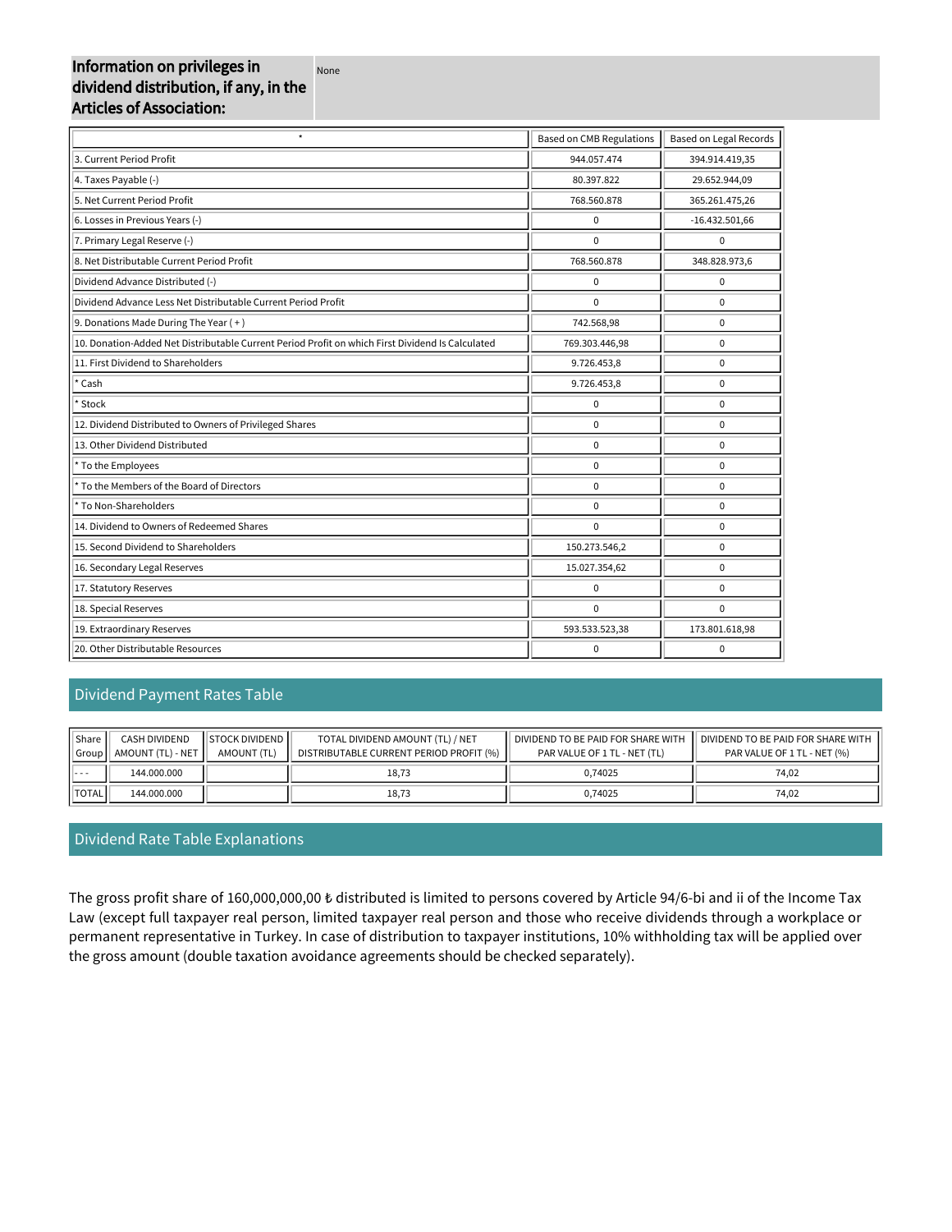| Information on privileges in dividend distribution, if any, in the Articles of Association: | None |
|---|---|

| * | Based on CMB Regulations | Based on Legal Records |
|---|---|---|
| 3. Current Period Profit | 944.057.474 | 394.914.419,35 |
| 4. Taxes Payable (-) | 80.397.822 | 29.652.944,09 |
| 5. Net Current Period Profit | 768.560.878 | 365.261.475,26 |
| 6. Losses in Previous Years (-) | 0 | -16.432.501,66 |
| 7. Primary Legal Reserve (-) | 0 | 0 |
| 8. Net Distributable Current Period Profit | 768.560.878 | 348.828.973,6 |
| Dividend Advance Distributed (-) | 0 | 0 |
| Dividend Advance Less Net Distributable Current Period Profit | 0 | 0 |
| 9. Donations Made During The Year ( + ) | 742.568,98 | 0 |
| 10. Donation-Added Net Distributable Current Period Profit on which First Dividend Is Calculated | 769.303.446,98 | 0 |
| 11. First Dividend to Shareholders | 9.726.453,8 | 0 |
| * Cash | 9.726.453,8 | 0 |
| * Stock | 0 | 0 |
| 12. Dividend Distributed to Owners of Privileged Shares | 0 | 0 |
| 13. Other Dividend Distributed | 0 | 0 |
| * To the Employees | 0 | 0 |
| * To the Members of the Board of Directors | 0 | 0 |
| * To Non-Shareholders | 0 | 0 |
| 14. Dividend to Owners of Redeemed Shares | 0 | 0 |
| 15. Second Dividend to Shareholders | 150.273.546,2 | 0 |
| 16. Secondary Legal Reserves | 15.027.354,62 | 0 |
| 17. Statutory Reserves | 0 | 0 |
| 18. Special Reserves | 0 | 0 |
| 19. Extraordinary Reserves | 593.533.523,38 | 173.801.618,98 |
| 20. Other Distributable Resources | 0 | 0 |

## Dividend Payment Rates Table

| Share Group | CASH DIVIDEND AMOUNT (TL) - NET | STOCK DIVIDEND AMOUNT (TL) | TOTAL DIVIDEND AMOUNT (TL) / NET DISTRIBUTABLE CURRENT PERIOD PROFIT (%) | DIVIDEND TO BE PAID FOR SHARE WITH PAR VALUE OF 1 TL - NET (TL) | DIVIDEND TO BE PAID FOR SHARE WITH PAR VALUE OF 1 TL - NET (%) |
|---|---|---|---|---|---|
| - - - | 144.000.000 | | 18,73 | 0,74025 | 74,02 |
| TOTAL | 144.000.000 | | 18,73 | 0,74025 | 74,02 |

## Dividend Rate Table Explanations

The gross profit share of 160,000,000,00 ₺ distributed is limited to persons covered by Article 94/6-bi and ii of the Income Tax Law (except full taxpayer real person, limited taxpayer real person and those who receive dividends through a workplace or permanent representative in Turkey. In case of distribution to taxpayer institutions, 10% withholding tax will be applied over the gross amount (double taxation avoidance agreements should be checked separately).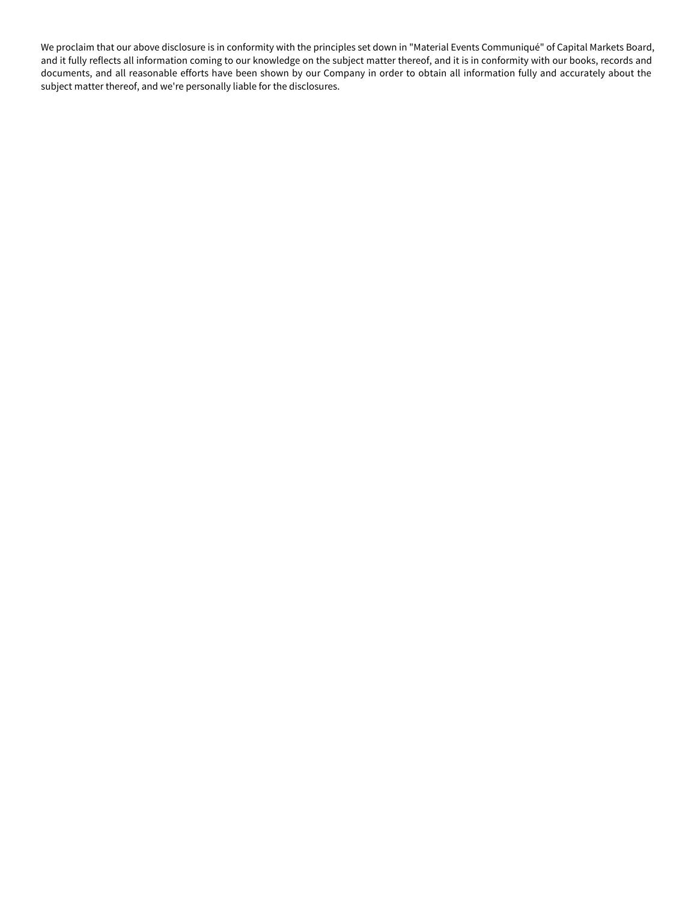We proclaim that our above disclosure is in conformity with the principles set down in "Material Events Communiqué" of Capital Markets Board, and it fully reflects all information coming to our knowledge on the subject matter thereof, and it is in conformity with our books, records and documents, and all reasonable efforts have been shown by our Company in order to obtain all information fully and accurately about the subject matter thereof, and we're personally liable for the disclosures.